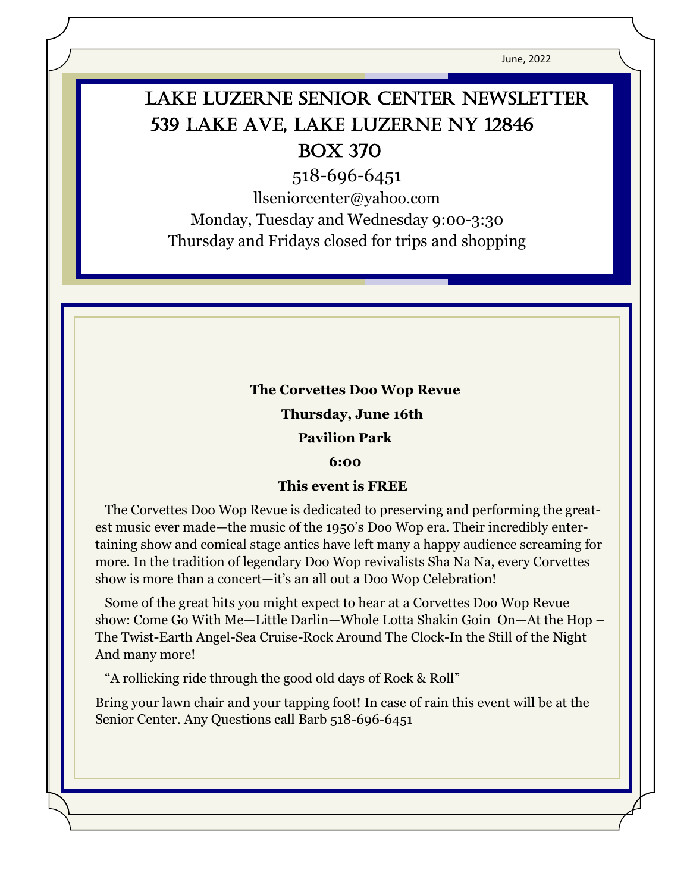June, 2022

# Lake Luzerne Senior Center Newsletter

## 539 Lake Ave, Lake Luzerne NY 12846

## Box 370

518-696-6451

llseniorcenter@yahoo.com

Monday, Tuesday and Wednesday 9:00-3:30

Thursday and Fridays closed for trips and shopping

**The Corvettes Doo Wop Revue**

**Thursday, June 16th**

**Pavilion Park**

**6:00**

**This event is FREE**

The Corvettes Doo Wop Revue is dedicated to preserving and performing the greatest music ever made—the music of the 1950's Doo Wop era. Their incredibly entertaining show and comical stage antics have left many a happy audience screaming for more. In the tradition of legendary Doo Wop revivalists Sha Na Na, every Corvettes show is more than a concert—it's an all out a Doo Wop Celebration!

Some of the great hits you might expect to hear at a Corvettes Doo Wop Revue show: Come Go With Me—Little Darlin—Whole Lotta Shakin Goin On—At the Hop – The Twist-Earth Angel-Sea Cruise-Rock Around The Clock-In the Still of the Night And many more!

"A rollicking ride through the good old days of Rock & Roll"

Bring your lawn chair and your tapping foot! In case of rain this event will be at the Senior Center. Any Questions call Barb 518-696-6451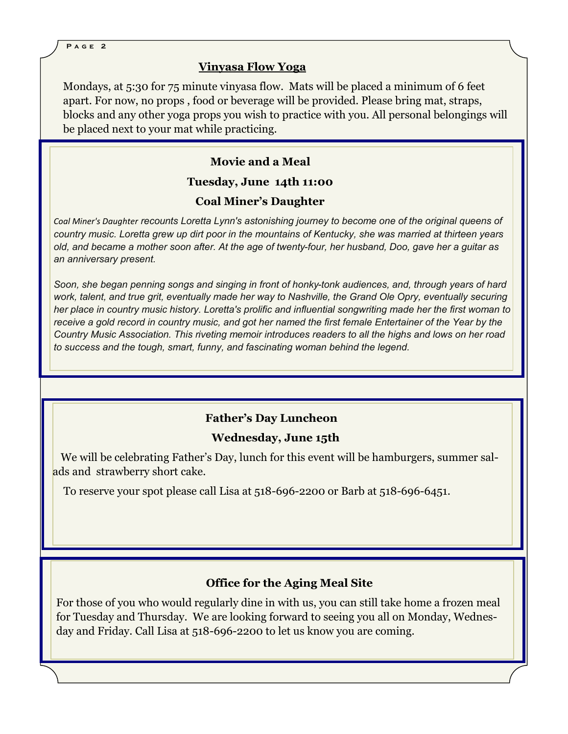## Vinyasa Flow Yoga

Mondays, at 5:30 for 75 minute vinyasa flow. Mats will be placed a minimum of 6 feet apart. For now, no props , food or beverage will be provided. Please bring mat, straps, blocks and any other yoga props you wish to practice with you. All personal belongings will be placed next to your mat while practicing.

## Movie and a Meal

**Tuesday, June 14th 11:00**

**Coal Miner's Daughter**

*Coal Miner's Daughter recounts Loretta Lynn's astonishing journey to become one of the original queens of country music. Loretta grew up dirt poor in the mountains of Kentucky, she was married at thirteen years old, and became a mother soon after. At the age of twenty-four, her husband, Doo, gave her a guitar as an anniversary present.*

*Soon, she began penning songs and singing in front of honky-tonk audiences, and, through years of hard work, talent, and true grit, eventually made her way to Nashville, the Grand Ole Opry, eventually securing her place in country music history. Loretta's prolific and influential songwriting made her the first woman to receive a gold record in country music, and got her named the first female Entertainer of the Year by the Country Music Association. This riveting memoir introduces readers to all the highs and lows on her road to success and the tough, smart, funny, and fascinating woman behind the legend.*

## Father's Day Luncheon

**Wednesday, June 15th**

We will be celebrating Father's Day, lunch for this event will be hamburgers, summer salads and strawberry short cake.

To reserve your spot please call Lisa at 518-696-2200 or Barb at 518-696-6451.

## Office for the Aging Meal Site

For those of you who would regularly dine in with us, you can still take home a frozen meal for Tuesday and Thursday. We are looking forward to seeing you all on Monday, Wednesday and Friday. Call Lisa at 518-696-2200 to let us know you are coming.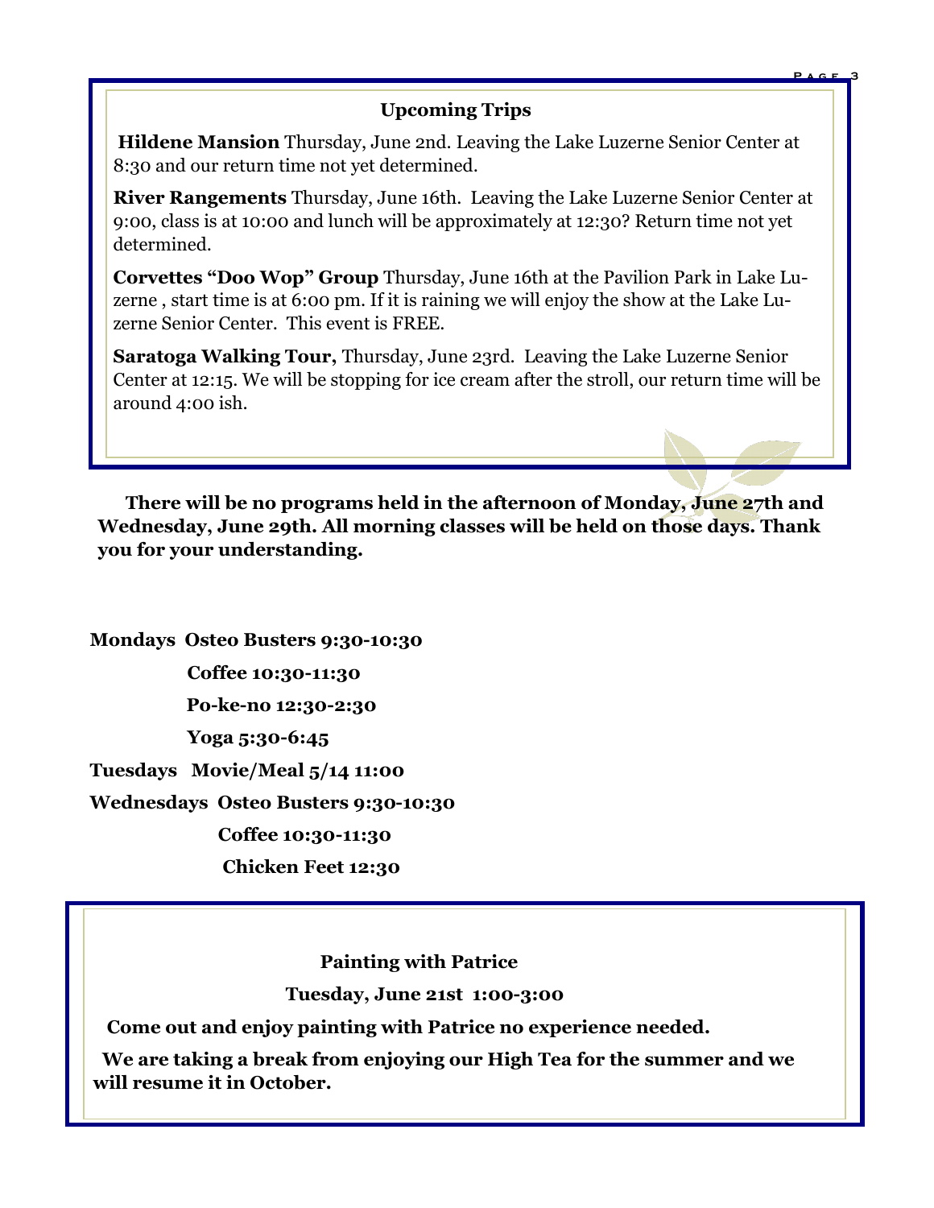## Upcoming Trips

**Hildene Mansion** Thursday, June 2nd. Leaving the Lake Luzerne Senior Center at 8:30 and our return time not yet determined.

**River Rangements** Thursday, June 16th. Leaving the Lake Luzerne Senior Center at 9:00, class is at 10:00 and lunch will be approximately at 12:30? Return time not yet determined.

**Corvettes "Doo Wop" Group** Thursday, June 16th at the Pavilion Park in Lake Luzerne , start time is at 6:00 pm. If it is raining we will enjoy the show at the Lake Luzerne Senior Center. This event is FREE.

**Saratoga Walking Tour,** Thursday, June 23rd. Leaving the Lake Luzerne Senior Center at 12:15. We will be stopping for ice cream after the stroll, our return time will be around 4:00 ish.

**There will be no programs held in the afternoon of Monday, June 27th and Wednesday, June 29th. All morning classes will be held on those days. Thank you for your understanding.**

**Mondays Osteo Busters 9:30-10:30**

**Coffee 10:30-11:30**

**Po-ke-no 12:30-2:30**

**Yoga 5:30-6:45**

**Tuesdays Movie/Meal 5/14 11:00**

**Wednesdays Osteo Busters 9:30-10:30**

**Coffee 10:30-11:30**

**Chicken Feet 12:30**

**Painting with Patrice**

**Tuesday, June 21st 1:00-3:00**

**Come out and enjoy painting with Patrice no experience needed.**

**We are taking a break from enjoying our High Tea for the summer and we will resume it in October.**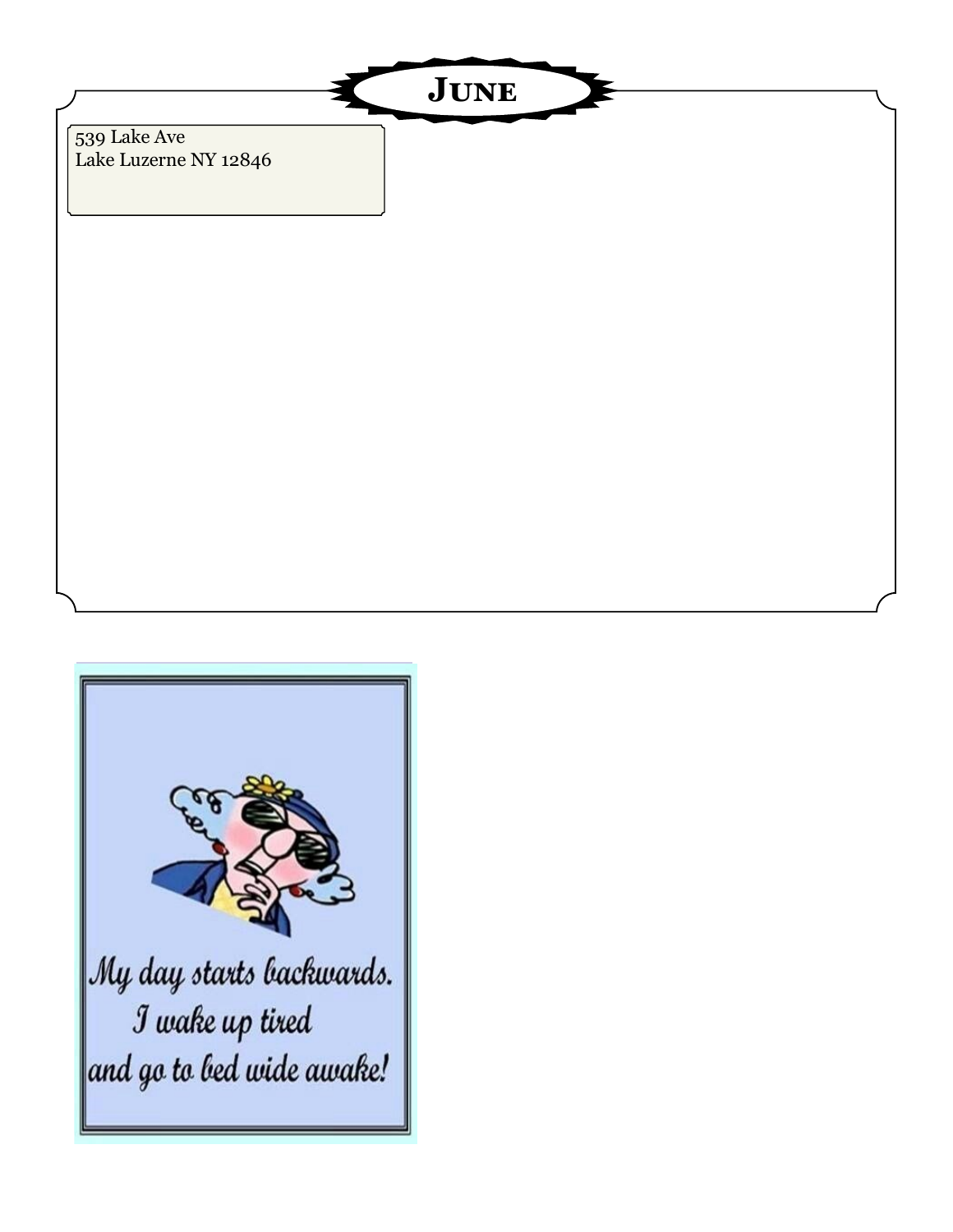# June

539 Lake Ave
Lake Luzerne NY 12846

My day starts backwards.
I wake up tired
and go to bed wide awake!